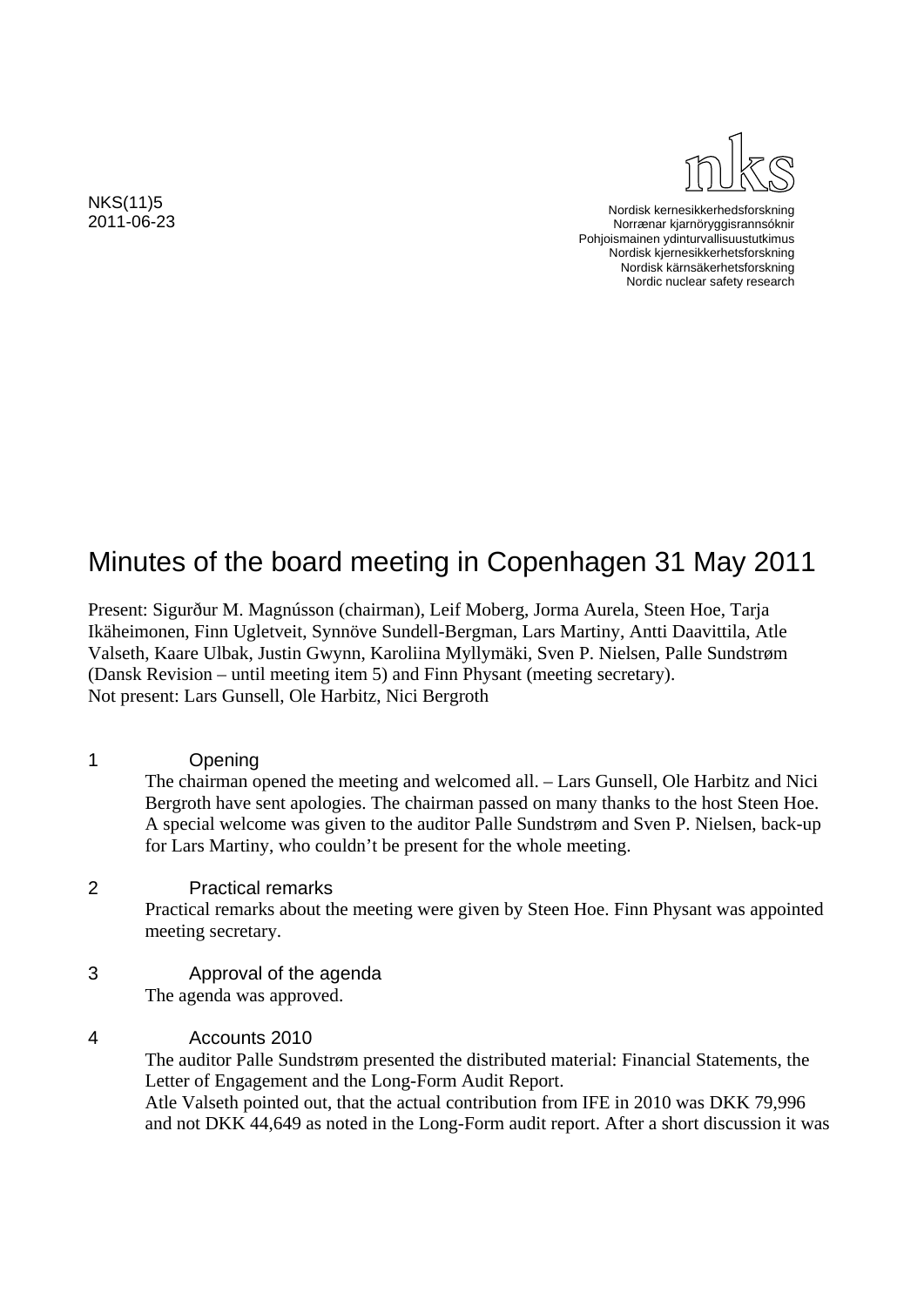NKS(11)5
2011-06-23

nks

Nordisk kernesikkerhedsforskning
Norrænar kjarnöryggisrannsóknir
Pohjoismainen ydinturvallisuustutkimus
Nordisk kjernesikkerhetsforskning
Nordisk kärnsäkerhetsforskning
Nordic nuclear safety research

# Minutes of the board meeting in Copenhagen 31 May 2011

Present: Sigurður M. Magnússon (chairman), Leif Moberg, Jorma Aurela, Steen Hoe, Tarja Ikäheimonen, Finn Ugletveit, Synnöve Sundell-Bergman, Lars Martiny, Antti Daavittila, Atle Valseth, Kaare Ulbak, Justin Gwynn, Karoliina Myllymäki, Sven P. Nielsen, Palle Sundstrøm (Dansk Revision – until meeting item 5) and Finn Physant (meeting secretary).
Not present: Lars Gunsell, Ole Harbitz, Nici Bergroth

## 1 Opening

The chairman opened the meeting and welcomed all. – Lars Gunsell, Ole Harbitz and Nici Bergroth have sent apologies. The chairman passed on many thanks to the host Steen Hoe. A special welcome was given to the auditor Palle Sundstrøm and Sven P. Nielsen, back-up for Lars Martiny, who couldn't be present for the whole meeting.

## 2 Practical remarks

Practical remarks about the meeting were given by Steen Hoe. Finn Physant was appointed meeting secretary.

## 3 Approval of the agenda

The agenda was approved.

## 4 Accounts 2010

The auditor Palle Sundstrøm presented the distributed material: Financial Statements, the Letter of Engagement and the Long-Form Audit Report.
Atle Valseth pointed out, that the actual contribution from IFE in 2010 was DKK 79,996 and not DKK 44,649 as noted in the Long-Form audit report. After a short discussion it was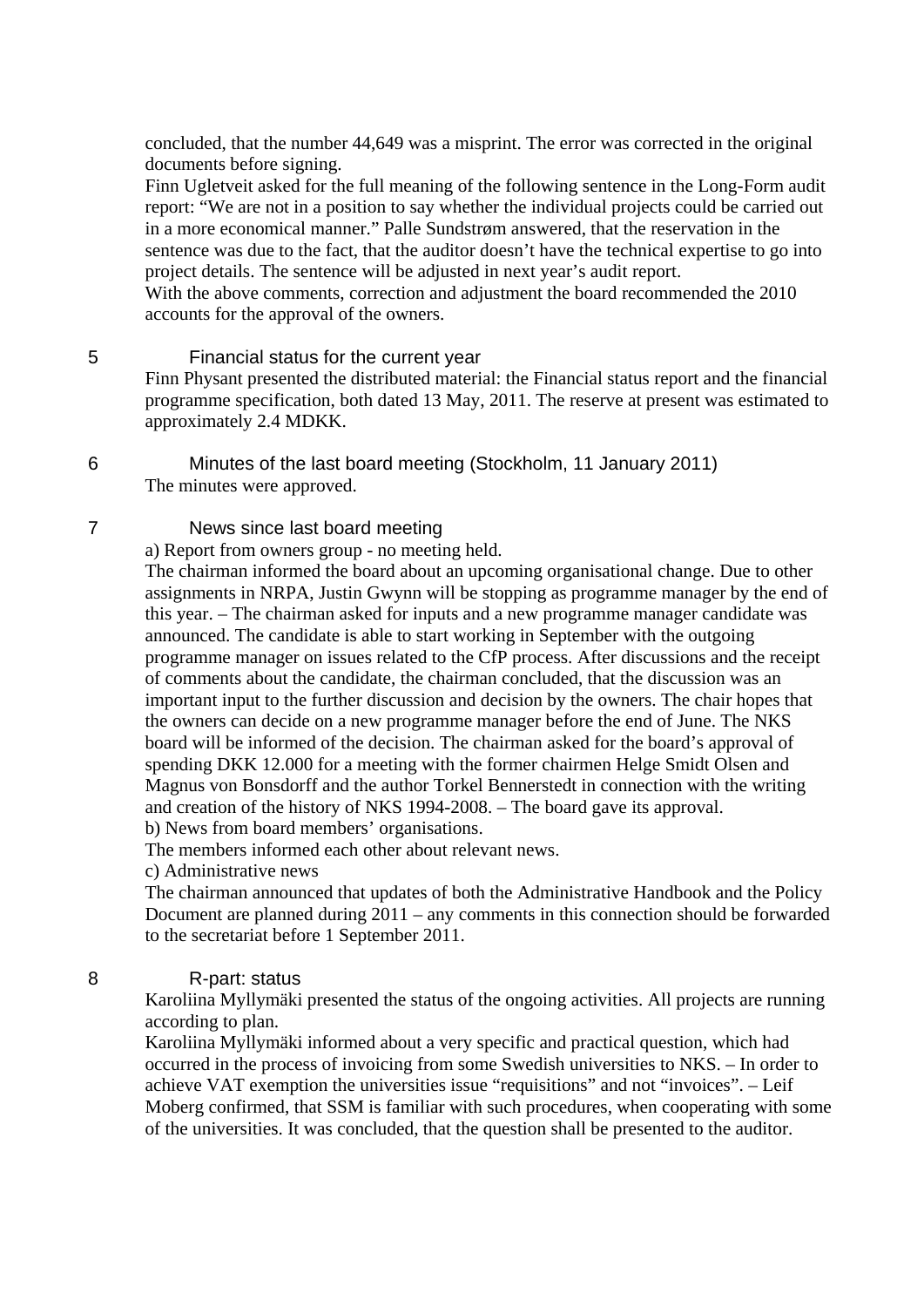concluded, that the number 44,649 was a misprint. The error was corrected in the original documents before signing.
Finn Ugletveit asked for the full meaning of the following sentence in the Long-Form audit report: "We are not in a position to say whether the individual projects could be carried out in a more economical manner." Palle Sundstrøm answered, that the reservation in the sentence was due to the fact, that the auditor doesn't have the technical expertise to go into project details. The sentence will be adjusted in next year's audit report.
With the above comments, correction and adjustment the board recommended the 2010 accounts for the approval of the owners.

## 5 Financial status for the current year

Finn Physant presented the distributed material: the Financial status report and the financial programme specification, both dated 13 May, 2011. The reserve at present was estimated to approximately 2.4 MDKK.

## 6 Minutes of the last board meeting (Stockholm, 11 January 2011)

The minutes were approved.

## 7 News since last board meeting

a) Report from owners group - no meeting held.
The chairman informed the board about an upcoming organisational change. Due to other assignments in NRPA, Justin Gwynn will be stopping as programme manager by the end of this year. – The chairman asked for inputs and a new programme manager candidate was announced. The candidate is able to start working in September with the outgoing programme manager on issues related to the CfP process. After discussions and the receipt of comments about the candidate, the chairman concluded, that the discussion was an important input to the further discussion and decision by the owners. The chair hopes that the owners can decide on a new programme manager before the end of June. The NKS board will be informed of the decision. The chairman asked for the board's approval of spending DKK 12.000 for a meeting with the former chairmen Helge Smidt Olsen and Magnus von Bonsdorff and the author Torkel Bennerstedt in connection with the writing and creation of the history of NKS 1994-2008. – The board gave its approval.
b) News from board members' organisations.
The members informed each other about relevant news.
c) Administrative news
The chairman announced that updates of both the Administrative Handbook and the Policy Document are planned during 2011 – any comments in this connection should be forwarded to the secretariat before 1 September 2011.

## 8 R-part: status

Karoliina Myllymäki presented the status of the ongoing activities. All projects are running according to plan.
Karoliina Myllymäki informed about a very specific and practical question, which had occurred in the process of invoicing from some Swedish universities to NKS. – In order to achieve VAT exemption the universities issue "requisitions" and not "invoices". – Leif Moberg confirmed, that SSM is familiar with such procedures, when cooperating with some of the universities. It was concluded, that the question shall be presented to the auditor.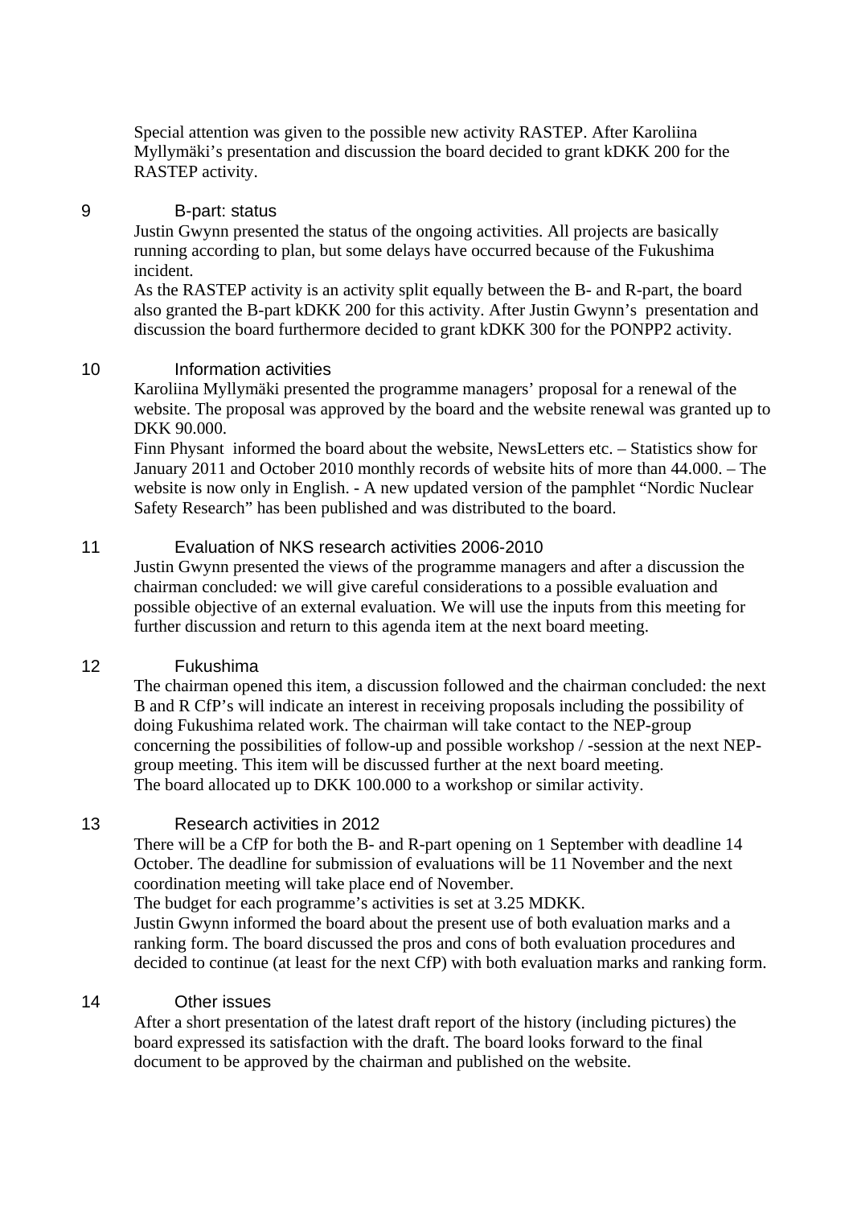Special attention was given to the possible new activity RASTEP. After Karoliina Myllymäki's presentation and discussion the board decided to grant kDKK 200 for the RASTEP activity.

## 9 B-part: status

Justin Gwynn presented the status of the ongoing activities. All projects are basically running according to plan, but some delays have occurred because of the Fukushima incident.

As the RASTEP activity is an activity split equally between the B- and R-part, the board also granted the B-part kDKK 200 for this activity. After Justin Gwynn's presentation and discussion the board furthermore decided to grant kDKK 300 for the PONPP2 activity.

## 10 Information activities

Karoliina Myllymäki presented the programme managers' proposal for a renewal of the website. The proposal was approved by the board and the website renewal was granted up to DKK 90.000.

Finn Physant informed the board about the website, NewsLetters etc. – Statistics show for January 2011 and October 2010 monthly records of website hits of more than 44.000. – The website is now only in English. - A new updated version of the pamphlet "Nordic Nuclear Safety Research" has been published and was distributed to the board.

## 11 Evaluation of NKS research activities 2006-2010

Justin Gwynn presented the views of the programme managers and after a discussion the chairman concluded: we will give careful considerations to a possible evaluation and possible objective of an external evaluation. We will use the inputs from this meeting for further discussion and return to this agenda item at the next board meeting.

## 12 Fukushima

The chairman opened this item, a discussion followed and the chairman concluded: the next B and R CfP's will indicate an interest in receiving proposals including the possibility of doing Fukushima related work. The chairman will take contact to the NEP-group concerning the possibilities of follow-up and possible workshop / -session at the next NEP-group meeting. This item will be discussed further at the next board meeting.

The board allocated up to DKK 100.000 to a workshop or similar activity.

## 13 Research activities in 2012

There will be a CfP for both the B- and R-part opening on 1 September with deadline 14 October. The deadline for submission of evaluations will be 11 November and the next coordination meeting will take place end of November.

The budget for each programme's activities is set at 3.25 MDKK.

Justin Gwynn informed the board about the present use of both evaluation marks and a ranking form. The board discussed the pros and cons of both evaluation procedures and decided to continue (at least for the next CfP) with both evaluation marks and ranking form.

## 14 Other issues

After a short presentation of the latest draft report of the history (including pictures) the board expressed its satisfaction with the draft. The board looks forward to the final document to be approved by the chairman and published on the website.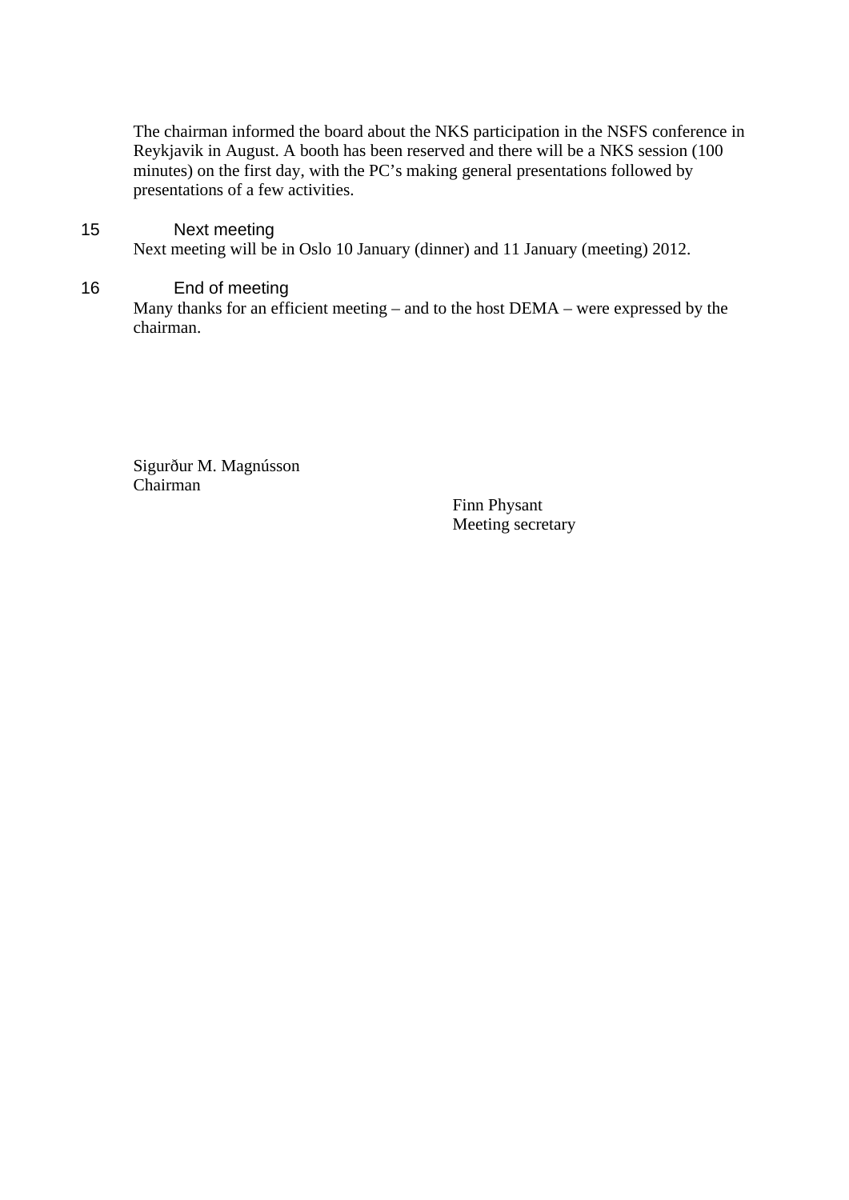The chairman informed the board about the NKS participation in the NSFS conference in Reykjavik in August. A booth has been reserved and there will be a NKS session (100 minutes) on the first day, with the PC's making general presentations followed by presentations of a few activities.

## 15 Next meeting

Next meeting will be in Oslo 10 January (dinner) and 11 January (meeting) 2012.

## 16 End of meeting

Many thanks for an efficient meeting – and to the host DEMA – were expressed by the chairman.

Sigurður M. Magnússon  
Chairman

Finn Physant  
Meeting secretary